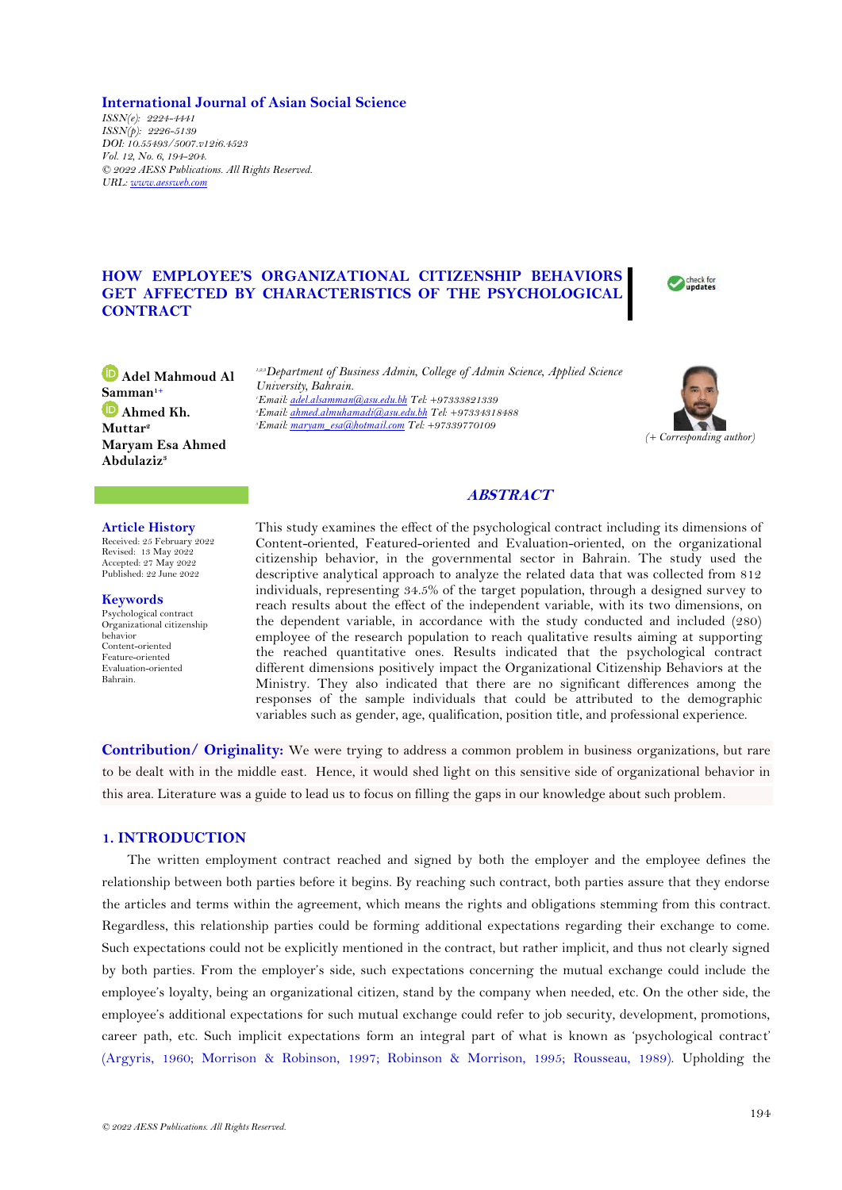**International Journal of Asian Social Science**

*ISSN(e): 2224-4441*
*ISSN(p): 2226-5139*
*DOI: 10.55493/5007.v12i6.4523*
*Vol. 12, No. 6, 194-204.*
*© 2022 AESS Publications. All Rights Reserved.*
*URL: www.aessweb.com*

# HOW EMPLOYEE'S ORGANIZATIONAL CITIZENSHIP BEHAVIORS GET AFFECTED BY CHARACTERISTICS OF THE PSYCHOLOGICAL CONTRACT

**Adel Mahmoud Al Samman**[1+]
**Ahmed Kh. Muttar**[2]
**Maryam Esa Ahmed Abdulaziz**[3]

[1,2,3]*Department of Business Admin, College of Admin Science, Applied Science University, Bahrain.*
[1]*Email: adel.alsamman@asu.edu.bh Tel: +97333821339*
[2]*Email: ahmed.almuhamadi@asu.edu.bh Tel: +97334318488*
[3]*Email: maryam_esa@hotmail.com Tel: +97339770109*

*(+ Corresponding author)*

## Article History

Received: 25 February 2022
Revised: 13 May 2022
Accepted: 27 May 2022
Published: 22 June 2022

## Keywords

Psychological contract
Organizational citizenship behavior
Content-oriented
Feature-oriented
Evaluation-oriented
Bahrain.

## *ABSTRACT*

This study examines the effect of the psychological contract including its dimensions of Content-oriented, Featured-oriented and Evaluation-oriented, on the organizational citizenship behavior, in the governmental sector in Bahrain. The study used the descriptive analytical approach to analyze the related data that was collected from 812 individuals, representing 34.5% of the target population, through a designed survey to reach results about the effect of the independent variable, with its two dimensions, on the dependent variable, in accordance with the study conducted and included (280) employee of the research population to reach qualitative results aiming at supporting the reached quantitative ones. Results indicated that the psychological contract different dimensions positively impact the Organizational Citizenship Behaviors at the Ministry. They also indicated that there are no significant differences among the responses of the sample individuals that could be attributed to the demographic variables such as gender, age, qualification, position title, and professional experience.

**Contribution/ Originality:** We were trying to address a common problem in business organizations, but rare to be dealt with in the middle east. Hence, it would shed light on this sensitive side of organizational behavior in this area. Literature was a guide to lead us to focus on filling the gaps in our knowledge about such problem.

## 1. INTRODUCTION

The written employment contract reached and signed by both the employer and the employee defines the relationship between both parties before it begins. By reaching such contract, both parties assure that they endorse the articles and terms within the agreement, which means the rights and obligations stemming from this contract. Regardless, this relationship parties could be forming additional expectations regarding their exchange to come. Such expectations could not be explicitly mentioned in the contract, but rather implicit, and thus not clearly signed by both parties. From the employer's side, such expectations concerning the mutual exchange could include the employee's loyalty, being an organizational citizen, stand by the company when needed, etc. On the other side, the employee's additional expectations for such mutual exchange could refer to job security, development, promotions, career path, etc. Such implicit expectations form an integral part of what is known as 'psychological contract' (Argyris, 1960; Morrison & Robinson, 1997; Robinson & Morrison, 1995; Rousseau, 1989). Upholding the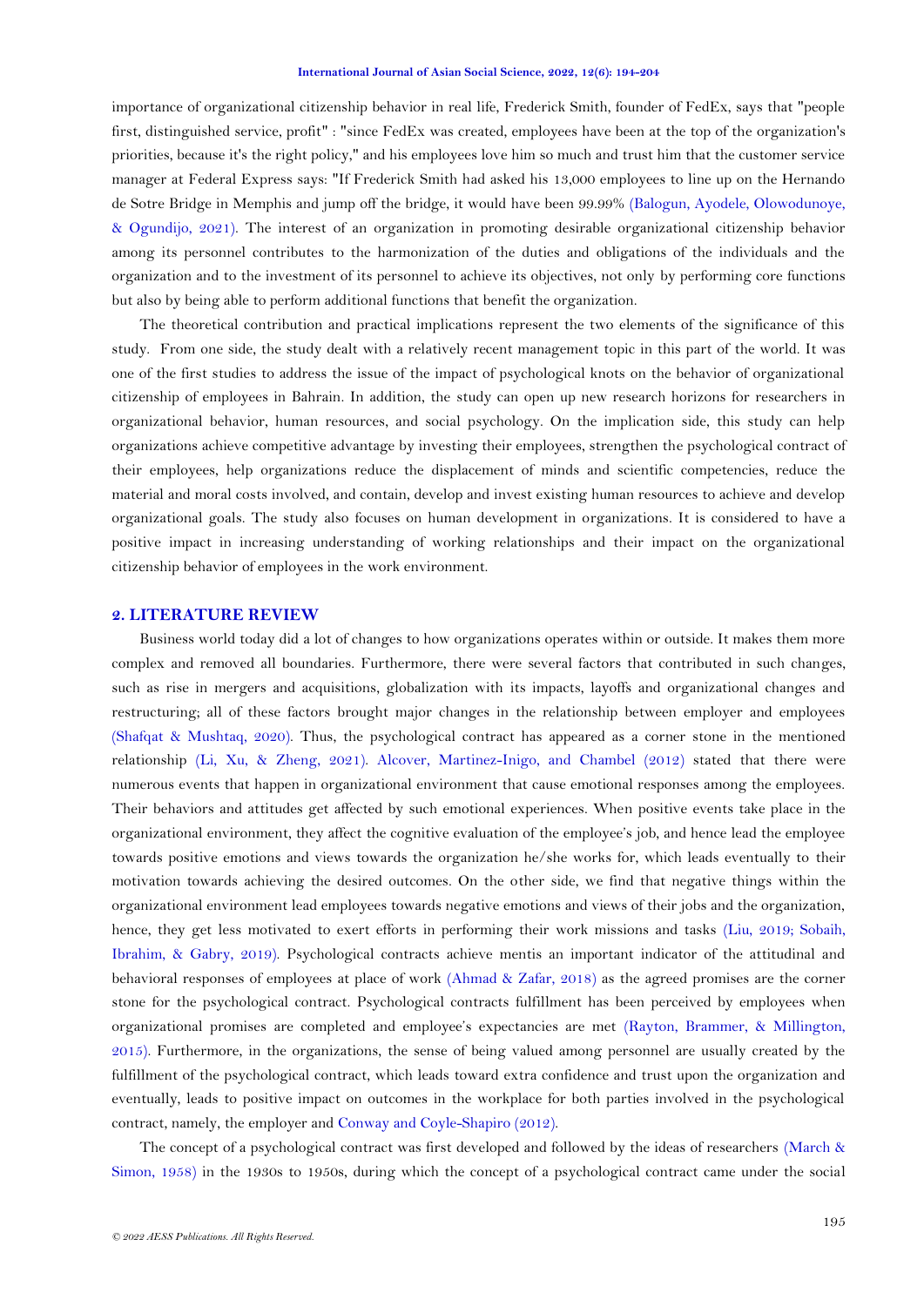importance of organizational citizenship behavior in real life, Frederick Smith, founder of FedEx, says that "people first, distinguished service, profit" : "since FedEx was created, employees have been at the top of the organization's priorities, because it's the right policy," and his employees love him so much and trust him that the customer service manager at Federal Express says: "If Frederick Smith had asked his 13,000 employees to line up on the Hernando de Sotre Bridge in Memphis and jump off the bridge, it would have been 99.99% (Balogun, Ayodele, Olowodunoye, & Ogundijo, 2021). The interest of an organization in promoting desirable organizational citizenship behavior among its personnel contributes to the harmonization of the duties and obligations of the individuals and the organization and to the investment of its personnel to achieve its objectives, not only by performing core functions but also by being able to perform additional functions that benefit the organization.

The theoretical contribution and practical implications represent the two elements of the significance of this study. From one side, the study dealt with a relatively recent management topic in this part of the world. It was one of the first studies to address the issue of the impact of psychological knots on the behavior of organizational citizenship of employees in Bahrain. In addition, the study can open up new research horizons for researchers in organizational behavior, human resources, and social psychology. On the implication side, this study can help organizations achieve competitive advantage by investing their employees, strengthen the psychological contract of their employees, help organizations reduce the displacement of minds and scientific competencies, reduce the material and moral costs involved, and contain, develop and invest existing human resources to achieve and develop organizational goals. The study also focuses on human development in organizations. It is considered to have a positive impact in increasing understanding of working relationships and their impact on the organizational citizenship behavior of employees in the work environment.

## 2. LITERATURE REVIEW

Business world today did a lot of changes to how organizations operates within or outside. It makes them more complex and removed all boundaries. Furthermore, there were several factors that contributed in such changes, such as rise in mergers and acquisitions, globalization with its impacts, layoffs and organizational changes and restructuring; all of these factors brought major changes in the relationship between employer and employees (Shafqat & Mushtaq, 2020). Thus, the psychological contract has appeared as a corner stone in the mentioned relationship (Li, Xu, & Zheng, 2021). Alcover, Martinez-Inigo, and Chambel (2012) stated that there were numerous events that happen in organizational environment that cause emotional responses among the employees. Their behaviors and attitudes get affected by such emotional experiences. When positive events take place in the organizational environment, they affect the cognitive evaluation of the employee's job, and hence lead the employee towards positive emotions and views towards the organization he/she works for, which leads eventually to their motivation towards achieving the desired outcomes. On the other side, we find that negative things within the organizational environment lead employees towards negative emotions and views of their jobs and the organization, hence, they get less motivated to exert efforts in performing their work missions and tasks (Liu, 2019; Sobaih, Ibrahim, & Gabry, 2019). Psychological contracts achieve mentis an important indicator of the attitudinal and behavioral responses of employees at place of work (Ahmad & Zafar, 2018) as the agreed promises are the corner stone for the psychological contract. Psychological contracts fulfillment has been perceived by employees when organizational promises are completed and employee's expectancies are met (Rayton, Brammer, & Millington, 2015). Furthermore, in the organizations, the sense of being valued among personnel are usually created by the fulfillment of the psychological contract, which leads toward extra confidence and trust upon the organization and eventually, leads to positive impact on outcomes in the workplace for both parties involved in the psychological contract, namely, the employer and Conway and Coyle-Shapiro (2012).

The concept of a psychological contract was first developed and followed by the ideas of researchers (March & Simon, 1958) in the 1930s to 1950s, during which the concept of a psychological contract came under the social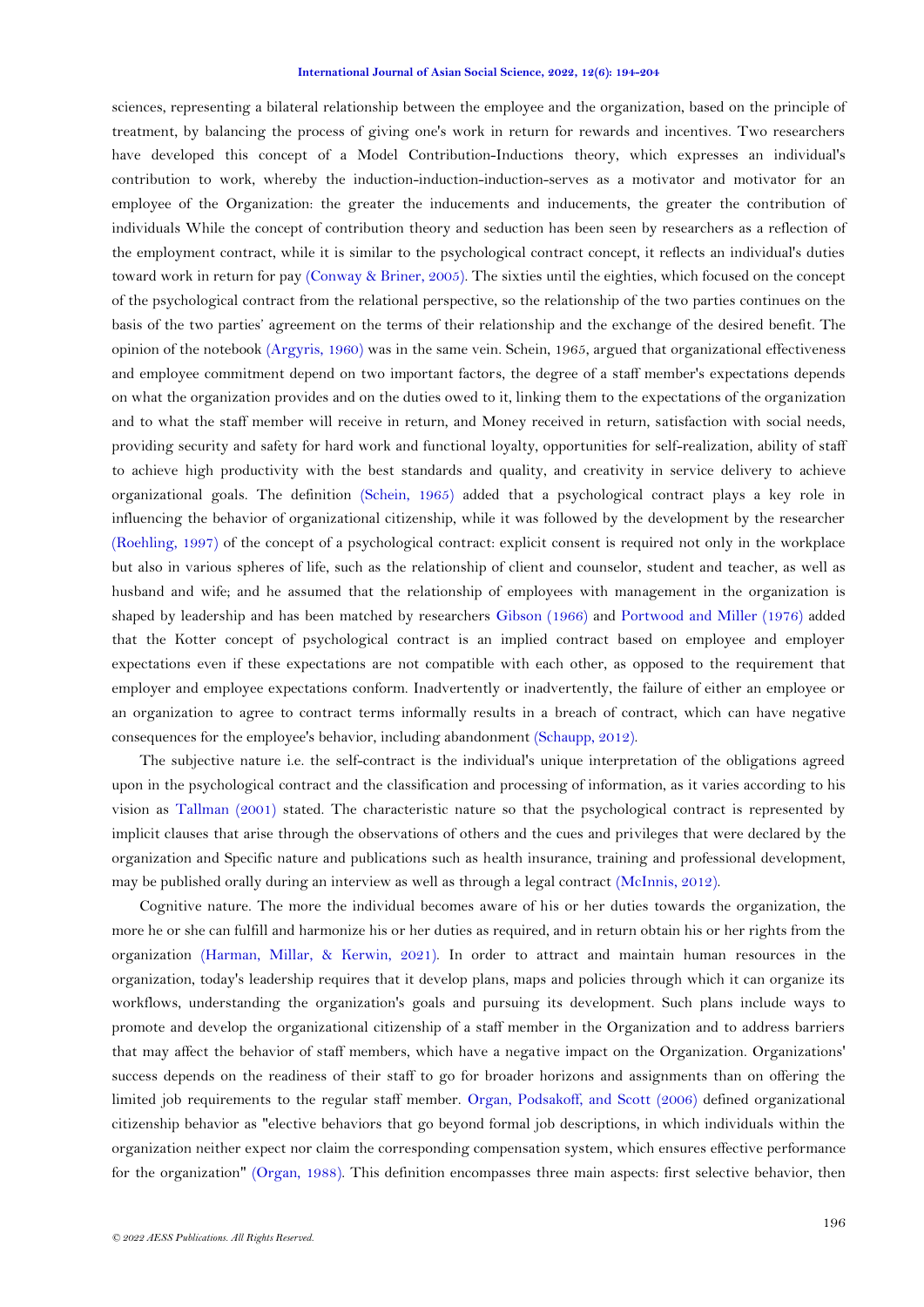sciences, representing a bilateral relationship between the employee and the organization, based on the principle of treatment, by balancing the process of giving one's work in return for rewards and incentives. Two researchers have developed this concept of a Model Contribution-Inductions theory, which expresses an individual's contribution to work, whereby the induction-induction-induction-serves as a motivator and motivator for an employee of the Organization: the greater the inducements and inducements, the greater the contribution of individuals While the concept of contribution theory and seduction has been seen by researchers as a reflection of the employment contract, while it is similar to the psychological contract concept, it reflects an individual's duties toward work in return for pay (Conway & Briner, 2005). The sixties until the eighties, which focused on the concept of the psychological contract from the relational perspective, so the relationship of the two parties continues on the basis of the two parties' agreement on the terms of their relationship and the exchange of the desired benefit. The opinion of the notebook (Argyris, 1960) was in the same vein. Schein, 1965, argued that organizational effectiveness and employee commitment depend on two important factors, the degree of a staff member's expectations depends on what the organization provides and on the duties owed to it, linking them to the expectations of the organization and to what the staff member will receive in return, and Money received in return, satisfaction with social needs, providing security and safety for hard work and functional loyalty, opportunities for self-realization, ability of staff to achieve high productivity with the best standards and quality, and creativity in service delivery to achieve organizational goals. The definition (Schein, 1965) added that a psychological contract plays a key role in influencing the behavior of organizational citizenship, while it was followed by the development by the researcher (Roehling, 1997) of the concept of a psychological contract: explicit consent is required not only in the workplace but also in various spheres of life, such as the relationship of client and counselor, student and teacher, as well as husband and wife; and he assumed that the relationship of employees with management in the organization is shaped by leadership and has been matched by researchers Gibson (1966) and Portwood and Miller (1976) added that the Kotter concept of psychological contract is an implied contract based on employee and employer expectations even if these expectations are not compatible with each other, as opposed to the requirement that employer and employee expectations conform. Inadvertently or inadvertently, the failure of either an employee or an organization to agree to contract terms informally results in a breach of contract, which can have negative consequences for the employee's behavior, including abandonment (Schaupp, 2012).

The subjective nature i.e. the self-contract is the individual's unique interpretation of the obligations agreed upon in the psychological contract and the classification and processing of information, as it varies according to his vision as Tallman (2001) stated. The characteristic nature so that the psychological contract is represented by implicit clauses that arise through the observations of others and the cues and privileges that were declared by the organization and Specific nature and publications such as health insurance, training and professional development, may be published orally during an interview as well as through a legal contract (McInnis, 2012).

Cognitive nature. The more the individual becomes aware of his or her duties towards the organization, the more he or she can fulfill and harmonize his or her duties as required, and in return obtain his or her rights from the organization (Harman, Millar, & Kerwin, 2021). In order to attract and maintain human resources in the organization, today's leadership requires that it develop plans, maps and policies through which it can organize its workflows, understanding the organization's goals and pursuing its development. Such plans include ways to promote and develop the organizational citizenship of a staff member in the Organization and to address barriers that may affect the behavior of staff members, which have a negative impact on the Organization. Organizations' success depends on the readiness of their staff to go for broader horizons and assignments than on offering the limited job requirements to the regular staff member. Organ, Podsakoff, and Scott (2006) defined organizational citizenship behavior as "elective behaviors that go beyond formal job descriptions, in which individuals within the organization neither expect nor claim the corresponding compensation system, which ensures effective performance for the organization" (Organ, 1988). This definition encompasses three main aspects: first selective behavior, then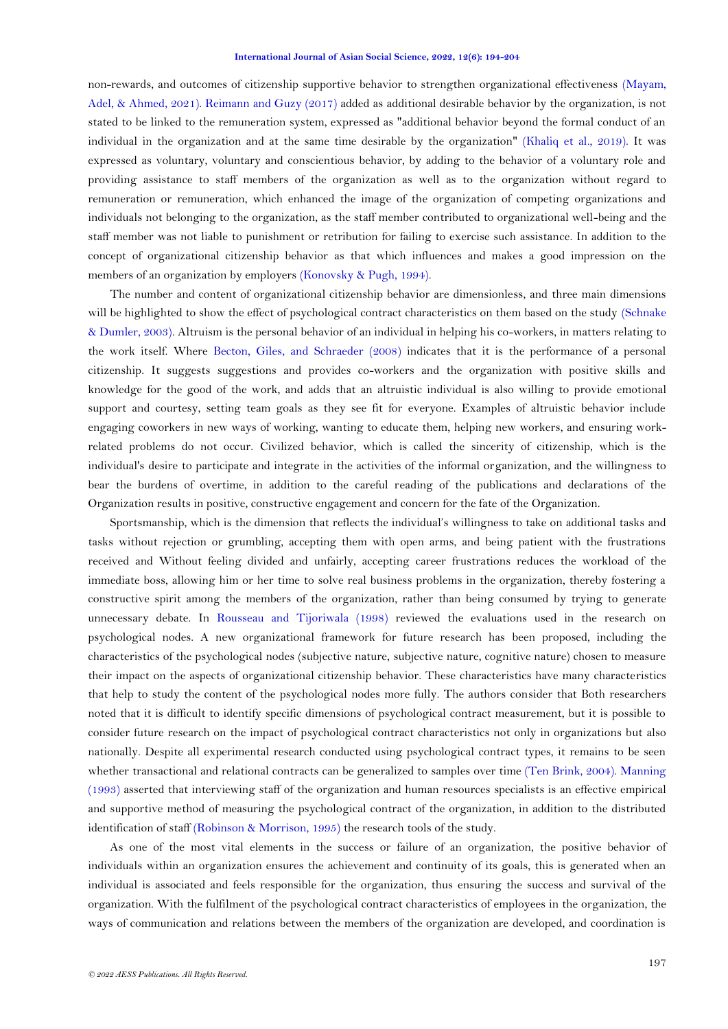non-rewards, and outcomes of citizenship supportive behavior to strengthen organizational effectiveness (Mayam, Adel, & Ahmed, 2021). Reimann and Guzy (2017) added as additional desirable behavior by the organization, is not stated to be linked to the remuneration system, expressed as "additional behavior beyond the formal conduct of an individual in the organization and at the same time desirable by the organization" (Khaliq et al., 2019). It was expressed as voluntary, voluntary and conscientious behavior, by adding to the behavior of a voluntary role and providing assistance to staff members of the organization as well as to the organization without regard to remuneration or remuneration, which enhanced the image of the organization of competing organizations and individuals not belonging to the organization, as the staff member contributed to organizational well-being and the staff member was not liable to punishment or retribution for failing to exercise such assistance. In addition to the concept of organizational citizenship behavior as that which influences and makes a good impression on the members of an organization by employers (Konovsky & Pugh, 1994).

The number and content of organizational citizenship behavior are dimensionless, and three main dimensions will be highlighted to show the effect of psychological contract characteristics on them based on the study (Schnake & Dumler, 2003). Altruism is the personal behavior of an individual in helping his co-workers, in matters relating to the work itself. Where Becton, Giles, and Schraeder (2008) indicates that it is the performance of a personal citizenship. It suggests suggestions and provides co-workers and the organization with positive skills and knowledge for the good of the work, and adds that an altruistic individual is also willing to provide emotional support and courtesy, setting team goals as they see fit for everyone. Examples of altruistic behavior include engaging coworkers in new ways of working, wanting to educate them, helping new workers, and ensuring work-related problems do not occur. Civilized behavior, which is called the sincerity of citizenship, which is the individual's desire to participate and integrate in the activities of the informal organization, and the willingness to bear the burdens of overtime, in addition to the careful reading of the publications and declarations of the Organization results in positive, constructive engagement and concern for the fate of the Organization.

Sportsmanship, which is the dimension that reflects the individual's willingness to take on additional tasks and tasks without rejection or grumbling, accepting them with open arms, and being patient with the frustrations received and Without feeling divided and unfairly, accepting career frustrations reduces the workload of the immediate boss, allowing him or her time to solve real business problems in the organization, thereby fostering a constructive spirit among the members of the organization, rather than being consumed by trying to generate unnecessary debate. In Rousseau and Tijoriwala (1998) reviewed the evaluations used in the research on psychological nodes. A new organizational framework for future research has been proposed, including the characteristics of the psychological nodes (subjective nature, subjective nature, cognitive nature) chosen to measure their impact on the aspects of organizational citizenship behavior. These characteristics have many characteristics that help to study the content of the psychological nodes more fully. The authors consider that Both researchers noted that it is difficult to identify specific dimensions of psychological contract measurement, but it is possible to consider future research on the impact of psychological contract characteristics not only in organizations but also nationally. Despite all experimental research conducted using psychological contract types, it remains to be seen whether transactional and relational contracts can be generalized to samples over time (Ten Brink, 2004). Manning (1993) asserted that interviewing staff of the organization and human resources specialists is an effective empirical and supportive method of measuring the psychological contract of the organization, in addition to the distributed identification of staff (Robinson & Morrison, 1995) the research tools of the study.

As one of the most vital elements in the success or failure of an organization, the positive behavior of individuals within an organization ensures the achievement and continuity of its goals, this is generated when an individual is associated and feels responsible for the organization, thus ensuring the success and survival of the organization. With the fulfilment of the psychological contract characteristics of employees in the organization, the ways of communication and relations between the members of the organization are developed, and coordination is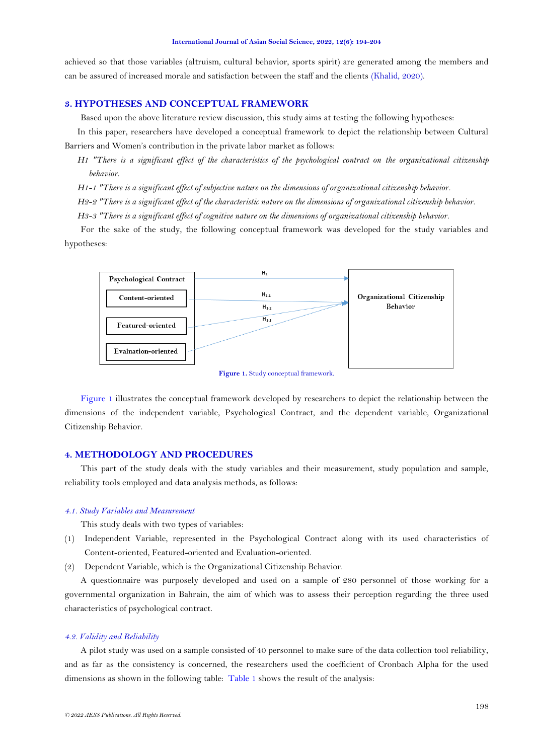achieved so that those variables (altruism, cultural behavior, sports spirit) are generated among the members and can be assured of increased morale and satisfaction between the staff and the clients (Khalid, 2020).

## 3. HYPOTHESES AND CONCEPTUAL FRAMEWORK

Based upon the above literature review discussion, this study aims at testing the following hypotheses:

In this paper, researchers have developed a conceptual framework to depict the relationship between Cultural Barriers and Women's contribution in the private labor market as follows:

*H1 "There is a significant effect of the characteristics of the psychological contract on the organizational citizenship behavior.*

*H1-1 "There is a significant effect of subjective nature on the dimensions of organizational citizenship behavior.*

*H2-2 "There is a significant effect of the characteristic nature on the dimensions of organizational citizenship behavior.*

*H3-3 "There is a significant effect of cognitive nature on the dimensions of organizational citizenship behavior.*

For the sake of the study, the following conceptual framework was developed for the study variables and hypotheses:

Psychological Contract: Content-oriented; Featured-oriented; Evaluation-oriented → Organizational Citizenship Behavior ($H_1$, $H_{1\text{-}1}$, $H_{1\text{-}2}$, $H_{1\text{-}3}$)

**Figure 1.** Study conceptual framework.

Figure 1 illustrates the conceptual framework developed by researchers to depict the relationship between the dimensions of the independent variable, Psychological Contract, and the dependent variable, Organizational Citizenship Behavior.

## 4. METHODOLOGY AND PROCEDURES

This part of the study deals with the study variables and their measurement, study population and sample, reliability tools employed and data analysis methods, as follows:

### *4.1. Study Variables and Measurement*

This study deals with two types of variables:

(1) Independent Variable, represented in the Psychological Contract along with its used characteristics of Content-oriented, Featured-oriented and Evaluation-oriented.

(2) Dependent Variable, which is the Organizational Citizenship Behavior.

A questionnaire was purposely developed and used on a sample of 280 personnel of those working for a governmental organization in Bahrain, the aim of which was to assess their perception regarding the three used characteristics of psychological contract.

### *4.2. Validity and Reliability*

A pilot study was used on a sample consisted of 40 personnel to make sure of the data collection tool reliability, and as far as the consistency is concerned, the researchers used the coefficient of Cronbach Alpha for the used dimensions as shown in the following table: Table 1 shows the result of the analysis: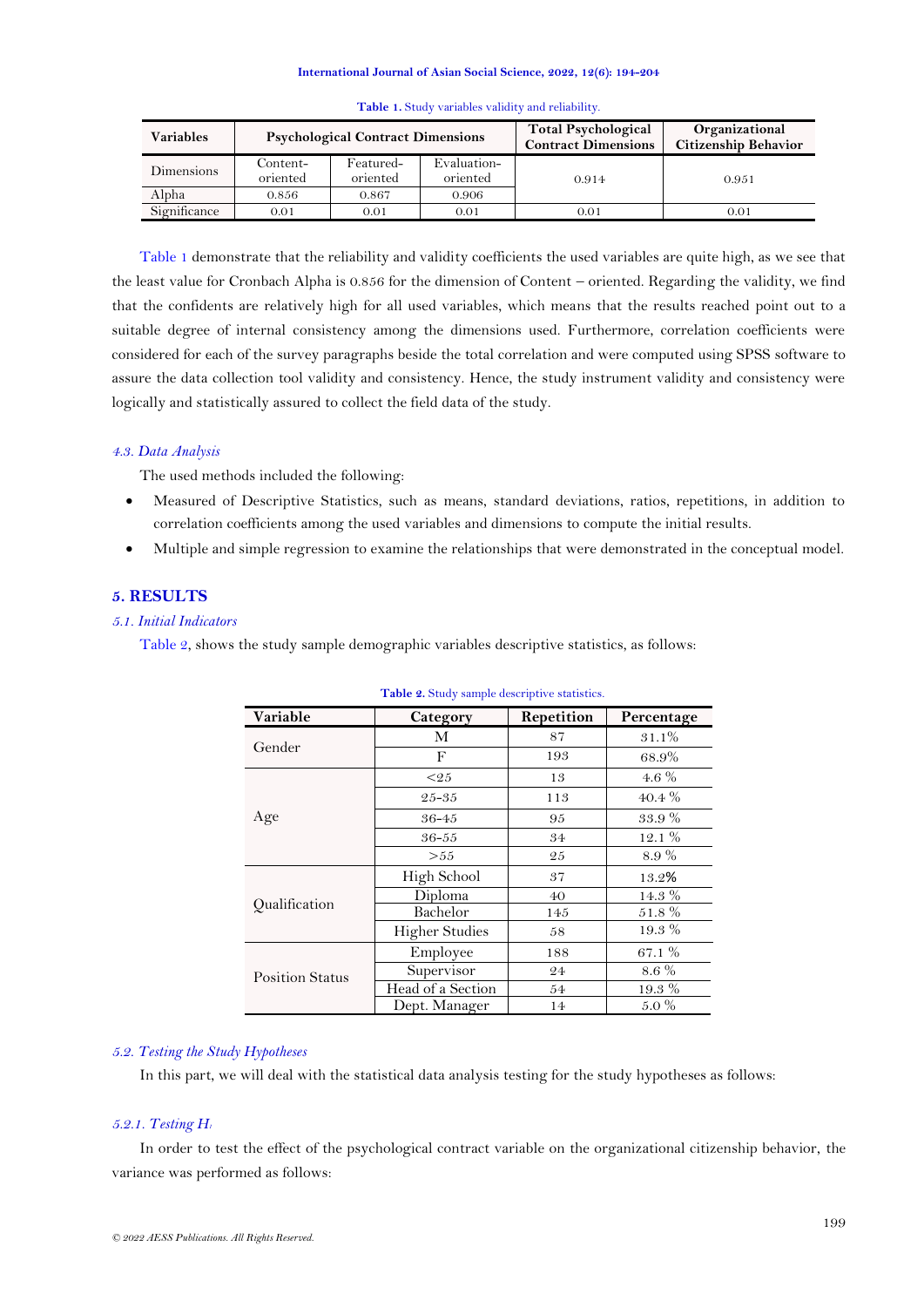**Table 1.** Study variables validity and reliability.

| Variables | Psychological Contract Dimensions | | | Total Psychological Contract Dimensions | Organizational Citizenship Behavior |
|---|---|---|---|---|---|
| Dimensions | Content-oriented | Featured-oriented | Evaluation-oriented | 0.914 | 0.951 |
| Alpha | 0.856 | 0.867 | 0.906 | | |
| Significance | 0.01 | 0.01 | 0.01 | 0.01 | 0.01 |

Table 1 demonstrate that the reliability and validity coefficients the used variables are quite high, as we see that the least value for Cronbach Alpha is 0.856 for the dimension of Content – oriented. Regarding the validity, we find that the confidents are relatively high for all used variables, which means that the results reached point out to a suitable degree of internal consistency among the dimensions used. Furthermore, correlation coefficients were considered for each of the survey paragraphs beside the total correlation and were computed using SPSS software to assure the data collection tool validity and consistency. Hence, the study instrument validity and consistency were logically and statistically assured to collect the field data of the study.

### *4.3. Data Analysis*

The used methods included the following:

- Measured of Descriptive Statistics, such as means, standard deviations, ratios, repetitions, in addition to correlation coefficients among the used variables and dimensions to compute the initial results.
- Multiple and simple regression to examine the relationships that were demonstrated in the conceptual model.

## 5. RESULTS

### *5.1. Initial Indicators*

Table 2, shows the study sample demographic variables descriptive statistics, as follows:

**Table 2.** Study sample descriptive statistics.

| Variable | Category | Repetition | Percentage |
|---|---|---|---|
| Gender | M | 87 | 31.1% |
| | F | 193 | 68.9% |
| Age | <25 | 13 | 4.6 % |
| | 25-35 | 113 | 40.4 % |
| | 36-45 | 95 | 33.9 % |
| | 36-55 | 34 | 12.1 % |
| | >55 | 25 | 8.9 % |
| Qualification | High School | 37 | 13.2% |
| | Diploma | 40 | 14.3 % |
| | Bachelor | 145 | 51.8 % |
| | Higher Studies | 58 | 19.3 % |
| Position Status | Employee | 188 | 67.1 % |
| | Supervisor | 24 | 8.6 % |
| | Head of a Section | 54 | 19.3 % |
| | Dept. Manager | 14 | 5.0 % |

### *5.2. Testing the Study Hypotheses*

In this part, we will deal with the statistical data analysis testing for the study hypotheses as follows:

#### *5.2.1. Testing $H_1$*

In order to test the effect of the psychological contract variable on the organizational citizenship behavior, the variance was performed as follows: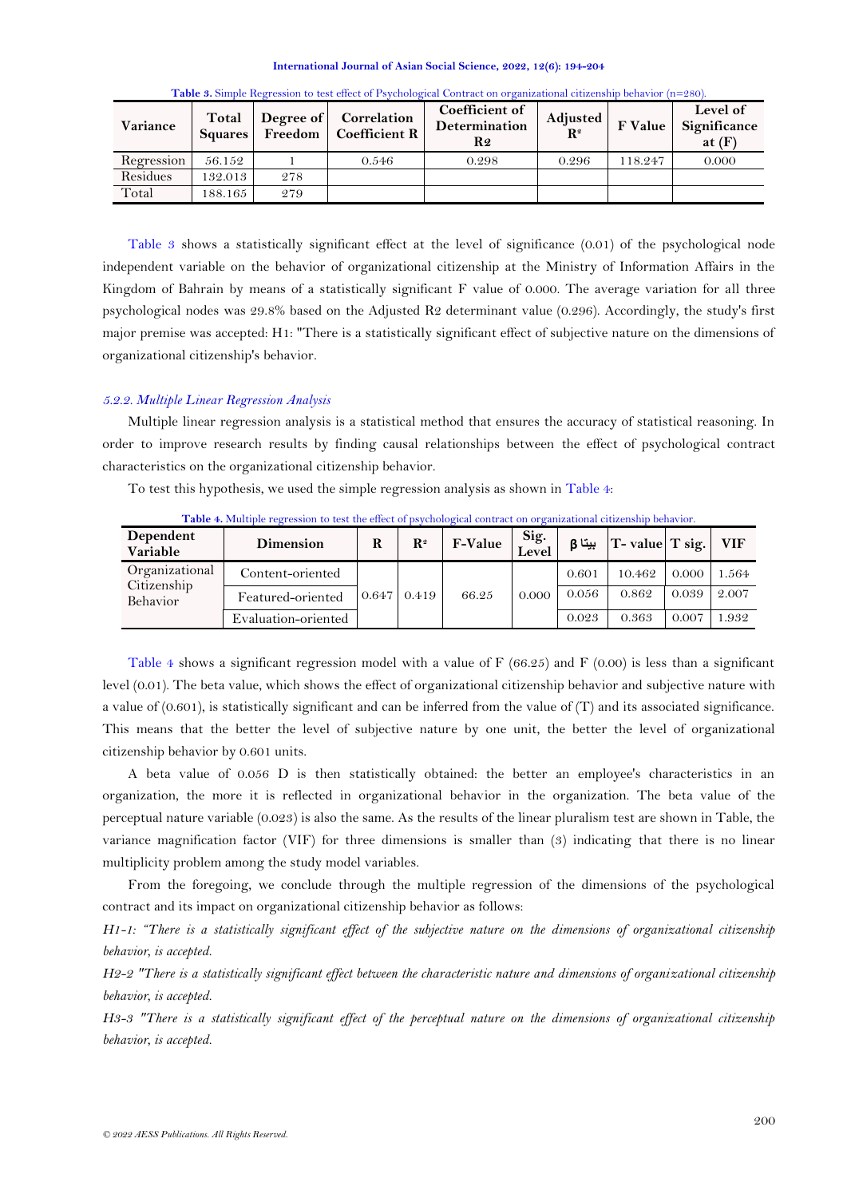**Table 3.** Simple Regression to test effect of Psychological Contract on organizational citizenship behavior (n=280).

| Variance | Total Squares | Degree of Freedom | Correlation Coefficient R | Coefficient of Determination R2 | Adjusted $R^2$ | F Value | Level of Significance at (F) |
|---|---|---|---|---|---|---|---|
| Regression | 56.152 | 1 | 0.546 | 0.298 | 0.296 | 118.247 | 0.000 |
| Residues | 132.013 | 278 | | | | | |
| Total | 188.165 | 279 | | | | | |

Table 3 shows a statistically significant effect at the level of significance (0.01) of the psychological node independent variable on the behavior of organizational citizenship at the Ministry of Information Affairs in the Kingdom of Bahrain by means of a statistically significant F value of 0.000. The average variation for all three psychological nodes was 29.8% based on the Adjusted R2 determinant value (0.296). Accordingly, the study's first major premise was accepted: H1: "There is a statistically significant effect of subjective nature on the dimensions of organizational citizenship's behavior.

### *5.2.2. Multiple Linear Regression Analysis*

Multiple linear regression analysis is a statistical method that ensures the accuracy of statistical reasoning. In order to improve research results by finding causal relationships between the effect of psychological contract characteristics on the organizational citizenship behavior.

To test this hypothesis, we used the simple regression analysis as shown in Table 4:

**Table 4.** Multiple regression to test the effect of psychological contract on organizational citizenship behavior.

| Dependent Variable | Dimension | R | $R^2$ | F-Value | Sig. Level | β بيتا | T- value | T sig. | VIF |
|---|---|---|---|---|---|---|---|---|---|
| Organizational Citizenship Behavior | Content-oriented | 0.647 | 0.419 | 66.25 | 0.000 | 0.601 | 10.462 | 0.000 | 1.564 |
| | Featured-oriented | | | | | 0.056 | 0.862 | 0.039 | 2.007 |
| | Evaluation-oriented | | | | | 0.023 | 0.363 | 0.007 | 1.932 |

Table 4 shows a significant regression model with a value of F (66.25) and F (0.00) is less than a significant level (0.01). The beta value, which shows the effect of organizational citizenship behavior and subjective nature with a value of (0.601), is statistically significant and can be inferred from the value of (T) and its associated significance. This means that the better the level of subjective nature by one unit, the better the level of organizational citizenship behavior by 0.601 units.

A beta value of 0.056 D is then statistically obtained: the better an employee's characteristics in an organization, the more it is reflected in organizational behavior in the organization. The beta value of the perceptual nature variable (0.023) is also the same. As the results of the linear pluralism test are shown in Table, the variance magnification factor (VIF) for three dimensions is smaller than (3) indicating that there is no linear multiplicity problem among the study model variables.

From the foregoing, we conclude through the multiple regression of the dimensions of the psychological contract and its impact on organizational citizenship behavior as follows:

*H1-1: "There is a statistically significant effect of the subjective nature on the dimensions of organizational citizenship behavior, is accepted.*

*H2-2 "There is a statistically significant effect between the characteristic nature and dimensions of organizational citizenship behavior, is accepted.*

*H3-3 "There is a statistically significant effect of the perceptual nature on the dimensions of organizational citizenship behavior, is accepted.*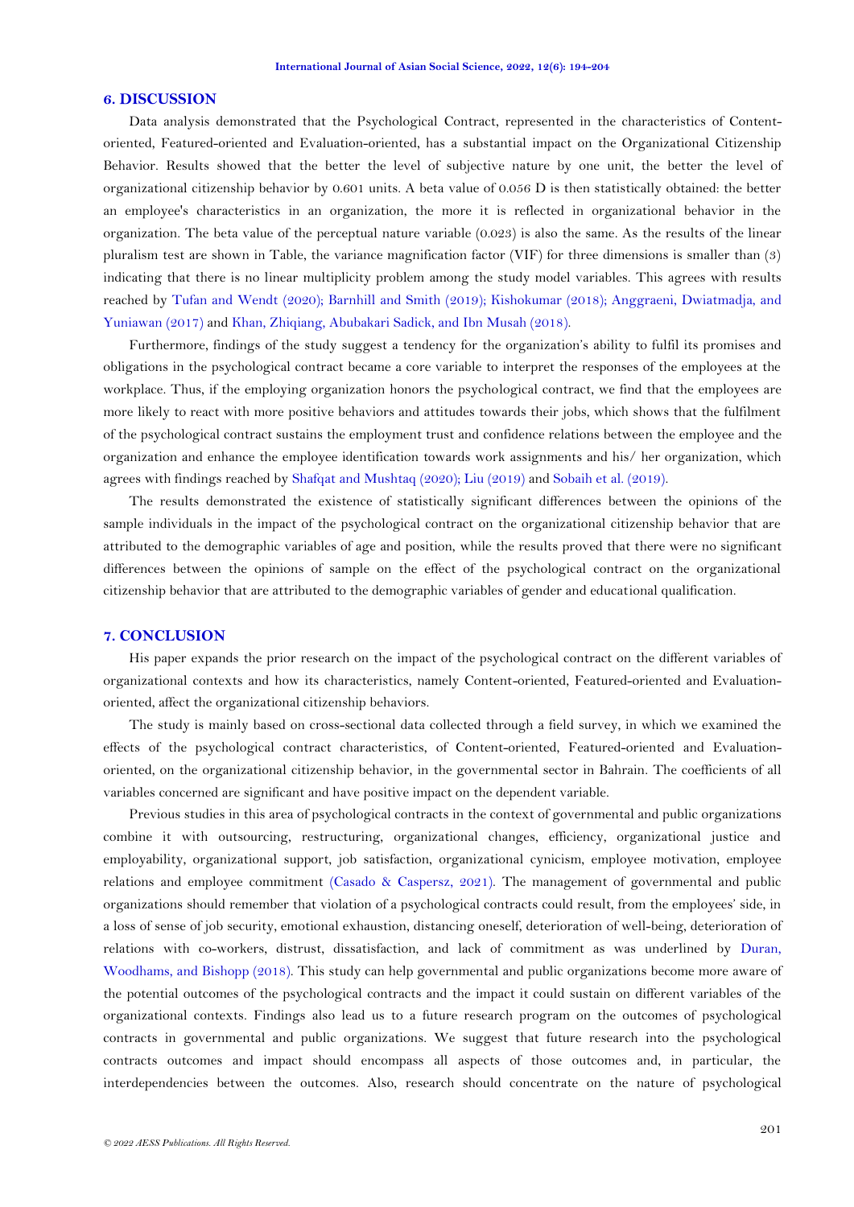## 6. DISCUSSION

Data analysis demonstrated that the Psychological Contract, represented in the characteristics of Content-oriented, Featured-oriented and Evaluation-oriented, has a substantial impact on the Organizational Citizenship Behavior. Results showed that the better the level of subjective nature by one unit, the better the level of organizational citizenship behavior by 0.601 units. A beta value of 0.056 D is then statistically obtained: the better an employee's characteristics in an organization, the more it is reflected in organizational behavior in the organization. The beta value of the perceptual nature variable (0.023) is also the same. As the results of the linear pluralism test are shown in Table, the variance magnification factor (VIF) for three dimensions is smaller than (3) indicating that there is no linear multiplicity problem among the study model variables. This agrees with results reached by Tufan and Wendt (2020); Barnhill and Smith (2019); Kishokumar (2018); Anggraeni, Dwiatmadja, and Yuniawan (2017) and Khan, Zhiqiang, Abubakari Sadick, and Ibn Musah (2018).

Furthermore, findings of the study suggest a tendency for the organization's ability to fulfil its promises and obligations in the psychological contract became a core variable to interpret the responses of the employees at the workplace. Thus, if the employing organization honors the psychological contract, we find that the employees are more likely to react with more positive behaviors and attitudes towards their jobs, which shows that the fulfilment of the psychological contract sustains the employment trust and confidence relations between the employee and the organization and enhance the employee identification towards work assignments and his/ her organization, which agrees with findings reached by Shafqat and Mushtaq (2020); Liu (2019) and Sobaih et al. (2019).

The results demonstrated the existence of statistically significant differences between the opinions of the sample individuals in the impact of the psychological contract on the organizational citizenship behavior that are attributed to the demographic variables of age and position, while the results proved that there were no significant differences between the opinions of sample on the effect of the psychological contract on the organizational citizenship behavior that are attributed to the demographic variables of gender and educational qualification.

## 7. CONCLUSION

His paper expands the prior research on the impact of the psychological contract on the different variables of organizational contexts and how its characteristics, namely Content-oriented, Featured-oriented and Evaluation-oriented, affect the organizational citizenship behaviors.

The study is mainly based on cross-sectional data collected through a field survey, in which we examined the effects of the psychological contract characteristics, of Content-oriented, Featured-oriented and Evaluation-oriented, on the organizational citizenship behavior, in the governmental sector in Bahrain. The coefficients of all variables concerned are significant and have positive impact on the dependent variable.

Previous studies in this area of psychological contracts in the context of governmental and public organizations combine it with outsourcing, restructuring, organizational changes, efficiency, organizational justice and employability, organizational support, job satisfaction, organizational cynicism, employee motivation, employee relations and employee commitment (Casado & Caspersz, 2021). The management of governmental and public organizations should remember that violation of a psychological contracts could result, from the employees' side, in a loss of sense of job security, emotional exhaustion, distancing oneself, deterioration of well-being, deterioration of relations with co-workers, distrust, dissatisfaction, and lack of commitment as was underlined by Duran, Woodhams, and Bishopp (2018). This study can help governmental and public organizations become more aware of the potential outcomes of the psychological contracts and the impact it could sustain on different variables of the organizational contexts. Findings also lead us to a future research program on the outcomes of psychological contracts in governmental and public organizations. We suggest that future research into the psychological contracts outcomes and impact should encompass all aspects of those outcomes and, in particular, the interdependencies between the outcomes. Also, research should concentrate on the nature of psychological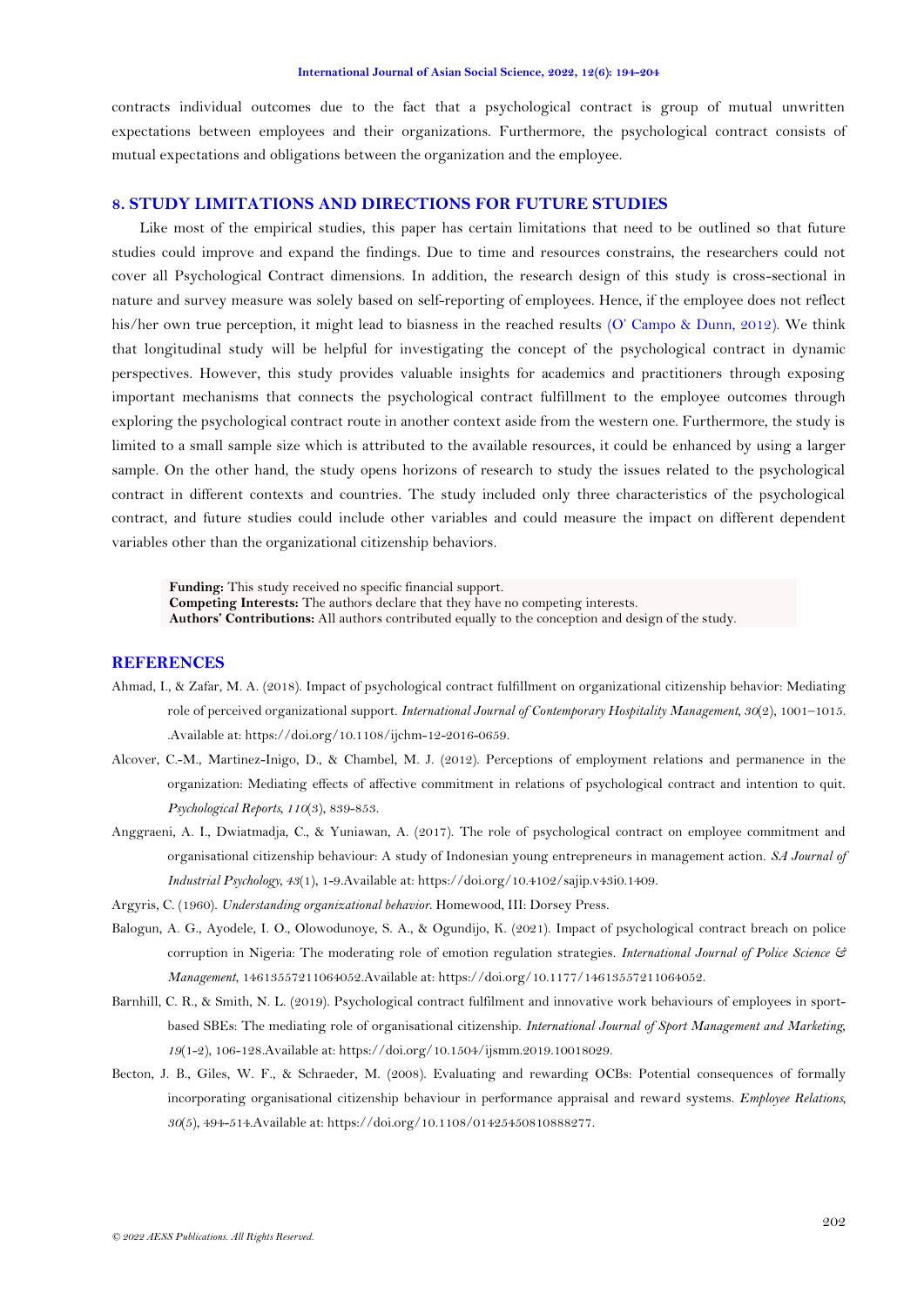contracts individual outcomes due to the fact that a psychological contract is group of mutual unwritten expectations between employees and their organizations. Furthermore, the psychological contract consists of mutual expectations and obligations between the organization and the employee.

## 8. STUDY LIMITATIONS AND DIRECTIONS FOR FUTURE STUDIES

Like most of the empirical studies, this paper has certain limitations that need to be outlined so that future studies could improve and expand the findings. Due to time and resources constrains, the researchers could not cover all Psychological Contract dimensions. In addition, the research design of this study is cross-sectional in nature and survey measure was solely based on self-reporting of employees. Hence, if the employee does not reflect his/her own true perception, it might lead to biasness in the reached results (O' Campo & Dunn, 2012). We think that longitudinal study will be helpful for investigating the concept of the psychological contract in dynamic perspectives. However, this study provides valuable insights for academics and practitioners through exposing important mechanisms that connects the psychological contract fulfillment to the employee outcomes through exploring the psychological contract route in another context aside from the western one. Furthermore, the study is limited to a small sample size which is attributed to the available resources, it could be enhanced by using a larger sample. On the other hand, the study opens horizons of research to study the issues related to the psychological contract in different contexts and countries. The study included only three characteristics of the psychological contract, and future studies could include other variables and could measure the impact on different dependent variables other than the organizational citizenship behaviors.

**Funding:** This study received no specific financial support.
**Competing Interests:** The authors declare that they have no competing interests.
**Authors' Contributions:** All authors contributed equally to the conception and design of the study.

## REFERENCES

Ahmad, I., & Zafar, M. A. (2018). Impact of psychological contract fulfillment on organizational citizenship behavior: Mediating role of perceived organizational support. *International Journal of Contemporary Hospitality Management*, *30*(2), 1001–1015. .Available at: https://doi.org/10.1108/ijchm-12-2016-0659.

Alcover, C.-M., Martinez-Inigo, D., & Chambel, M. J. (2012). Perceptions of employment relations and permanence in the organization: Mediating effects of affective commitment in relations of psychological contract and intention to quit. *Psychological Reports, 110*(3), 839-853.

Anggraeni, A. I., Dwiatmadja, C., & Yuniawan, A. (2017). The role of psychological contract on employee commitment and organisational citizenship behaviour: A study of Indonesian young entrepreneurs in management action. *SA Journal of Industrial Psychology*, *43*(1), 1-9.Available at: https://doi.org/10.4102/sajip.v43i0.1409.

Argyris, C. (1960). *Understanding organizational behavior*. Homewood, III: Dorsey Press.

Balogun, A. G., Ayodele, I. O., Olowodunoye, S. A., & Ogundijo, K. (2021). Impact of psychological contract breach on police corruption in Nigeria: The moderating role of emotion regulation strategies. *International Journal of Police Science & Management*, 146135572110640​52.Available at: https://doi.org/10.1177/14613557211064052.

Barnhill, C. R., & Smith, N. L. (2019). Psychological contract fulfilment and innovative work behaviours of employees in sport-based SBEs: The mediating role of organisational citizenship. *International Journal of Sport Management and Marketing*, *19*(1-2), 106-128.Available at: https://doi.org/10.1504/ijsmm.2019.10018029.

Becton, J. B., Giles, W. F., & Schraeder, M. (2008). Evaluating and rewarding OCBs: Potential consequences of formally incorporating organisational citizenship behaviour in performance appraisal and reward systems. *Employee Relations*, *30*(5), 494-514.Available at: https://doi.org/10.1108/01425450810888277.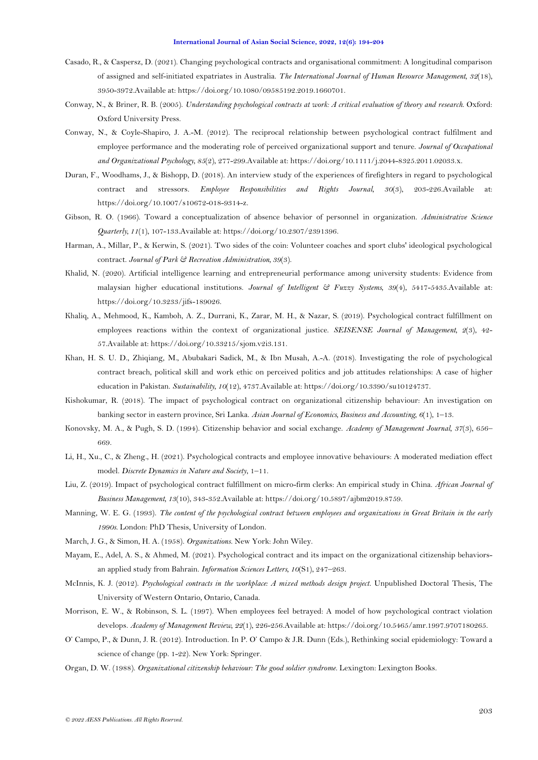Casado, R., & Caspersz, D. (2021). Changing psychological contracts and organisational commitment: A longitudinal comparison of assigned and self-initiated expatriates in Australia. *The International Journal of Human Resource Management, 32*(18), 3950-3972.Available at: https://doi.org/10.1080/09585192.2019.1660701.

Conway, N., & Briner, R. B. (2005). *Understanding psychological contracts at work: A critical evaluation of theory and research*. Oxford: Oxford University Press.

Conway, N., & Coyle-Shapiro, J. A.-M. (2012). The reciprocal relationship between psychological contract fulfilment and employee performance and the moderating role of perceived organizational support and tenure. *Journal of Occupational and Organizational Psychology, 85*(2), 277-299.Available at: https://doi.org/10.1111/j.2044-8325.2011.02033.x.

Duran, F., Woodhams, J., & Bishopp, D. (2018). An interview study of the experiences of firefighters in regard to psychological contract and stressors. *Employee Responsibilities and Rights Journal, 30*(3), 203-226.Available at: https://doi.org/10.1007/s10672-018-9314-z.

Gibson, R. O. (1966). Toward a conceptualization of absence behavior of personnel in organization. *Administrative Science Quarterly, 11*(1), 107-133.Available at: https://doi.org/10.2307/2391396.

Harman, A., Millar, P., & Kerwin, S. (2021). Two sides of the coin: Volunteer coaches and sport clubs' ideological psychological contract. *Journal of Park & Recreation Administration, 39*(3).

Khalid, N. (2020). Artificial intelligence learning and entrepreneurial performance among university students: Evidence from malaysian higher educational institutions. *Journal of Intelligent & Fuzzy Systems, 39*(4), 5417-5435.Available at: https://doi.org/10.3233/jifs-189026.

Khaliq, A., Mehmood, K., Kamboh, A. Z., Durrani, K., Zarar, M. H., & Nazar, S. (2019). Psychological contract fulfillment on employees reactions within the context of organizational justice. *SEISENSE Journal of Management, 2*(3), 42-57.Available at: https://doi.org/10.33215/sjom.v2i3.131.

Khan, H. S. U. D., Zhiqiang, M., Abubakari Sadick, M., & Ibn Musah, A.-A. (2018). Investigating the role of psychological contract breach, political skill and work ethic on perceived politics and job attitudes relationships: A case of higher education in Pakistan. *Sustainability, 10*(12), 4737.Available at: https://doi.org/10.3390/su10124737.

Kishokumar, R. (2018). The impact of psychological contract on organizational citizenship behaviour: An investigation on banking sector in eastern province, Sri Lanka. *Asian Journal of Economics, Business and Accounting, 6*(1), 1–13.

Konovsky, M. A., & Pugh, S. D. (1994). Citizenship behavior and social exchange. *Academy of Management Journal, 37*(3), 656–669.

Li, H., Xu., C., & Zheng., H. (2021). Psychological contracts and employee innovative behaviours: A moderated mediation effect model. *Discrete Dynamics in Nature and Society*, 1–11.

Liu, Z. (2019). Impact of psychological contract fulfillment on micro-firm clerks: An empirical study in China. *African Journal of Business Management, 13*(10), 343-352.Available at: https://doi.org/10.5897/ajbm2019.8759.

Manning, W. E. G. (1993). *The content of the psychological contract between employees and organizations in Great Britain in the early 1990s*. London: PhD Thesis, University of London.

March, J. G., & Simon, H. A. (1958). *Organizations*. New York: John Wiley.

Mayam, E., Adel, A. S., & Ahmed, M. (2021). Psychological contract and its impact on the organizational citizenship behaviors-an applied study from Bahrain. *Information Sciences Letters, 10*(S1), 247–263.

McInnis, K. J. (2012). *Psychological contracts in the workplace: A mixed methods design project*. Unpublished Doctoral Thesis, The University of Western Ontario, Ontario, Canada.

Morrison, E. W., & Robinson, S. L. (1997). When employees feel betrayed: A model of how psychological contract violation develops. *Academy of Management Review, 22*(1), 226-256.Available at: https://doi.org/10.5465/amr.1997.9707180265.

O' Campo, P., & Dunn, J. R. (2012). Introduction. In P. O' Campo & J.R. Dunn (Eds.), Rethinking social epidemiology: Toward a science of change (pp. 1-22). New York: Springer.

Organ, D. W. (1988). *Organizational citizenship behaviour: The good soldier syndrome*. Lexington: Lexington Books.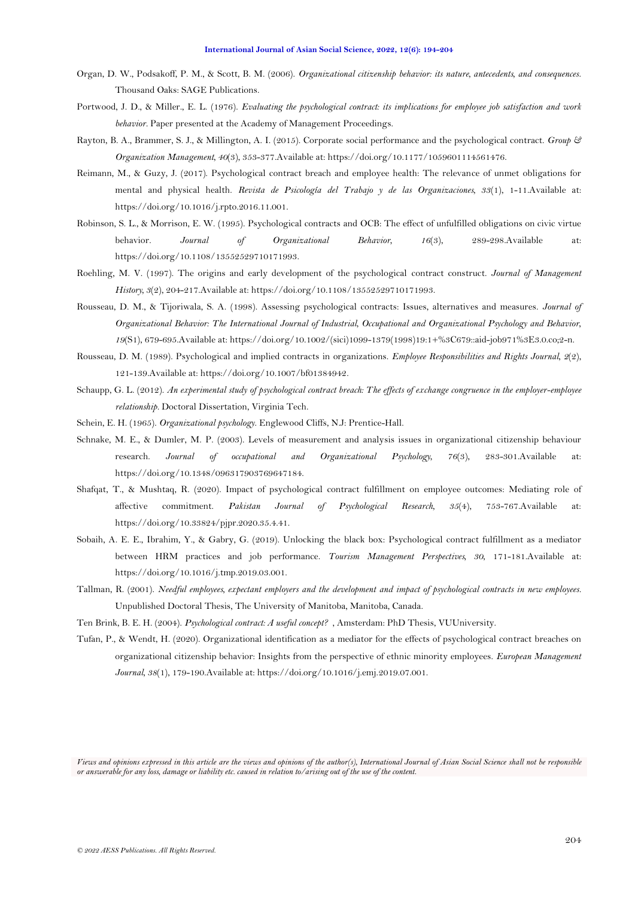Organ, D. W., Podsakoff, P. M., & Scott, B. M. (2006). *Organizational citizenship behavior: its nature, antecedents, and consequences.* Thousand Oaks: SAGE Publications.

Portwood, J. D., & Miller., E. L. (1976). *Evaluating the psychological contract: its implications for employee job satisfaction and work behavior*. Paper presented at the Academy of Management Proceedings.

Rayton, B. A., Brammer, S. J., & Millington, A. I. (2015). Corporate social performance and the psychological contract. *Group & Organization Management*, *40*(3), 353-377.Available at: https://doi.org/10.1177/1059601114561476.

Reimann, M., & Guzy, J. (2017). Psychological contract breach and employee health: The relevance of unmet obligations for mental and physical health. *Revista de Psicología del Trabajo y de las Organizaciones*, *33*(1), 1-11.Available at: https://doi.org/10.1016/j.rpto.2016.11.001.

Robinson, S. L., & Morrison, E. W. (1995). Psychological contracts and OCB: The effect of unfulfilled obligations on civic virtue behavior. *Journal of Organizational Behavior*, *16*(3), 289-298.Available at: https://doi.org/10.1108/13552529710171993.

Roehling, M. V. (1997). The origins and early development of the psychological contract construct. *Journal of Management History*, *3*(2), 204-217.Available at: https://doi.org/10.1108/13552529710171993.

Rousseau, D. M., & Tijoriwala, S. A. (1998). Assessing psychological contracts: Issues, alternatives and measures. *Journal of Organizational Behavior: The International Journal of Industrial, Occupational and Organizational Psychology and Behavior*, *19*(S1), 679-695.Available at: https://doi.org/10.1002/(sici)1099-1379(1998)19:1+%3C679::aid-job971%3E3.0.co;2-n.

Rousseau, D. M. (1989). Psychological and implied contracts in organizations. *Employee Responsibilities and Rights Journal*, *2*(2), 121-139.Available at: https://doi.org/10.1007/bf01384942.

Schaupp, G. L. (2012). *An experimental study of psychological contract breach: The effects of exchange congruence in the employer-employee relationship*. Doctoral Dissertation, Virginia Tech.

Schein, E. H. (1965). *Organizational psychology*. Englewood Cliffs, N.J: Prentice-Hall.

Schnake, M. E., & Dumler, M. P. (2003). Levels of measurement and analysis issues in organizational citizenship behaviour research. *Journal of occupational and Organizational Psychology*, *76*(3), 283-301.Available at: https://doi.org/10.1348/096317903769647184.

Shafqat, T., & Mushtaq, R. (2020). Impact of psychological contract fulfillment on employee outcomes: Mediating role of affective commitment. *Pakistan Journal of Psychological Research*, *35*(4), 753-767.Available at: https://doi.org/10.33824/pjpr.2020.35.4.41.

Sobaih, A. E. E., Ibrahim, Y., & Gabry, G. (2019). Unlocking the black box: Psychological contract fulfillment as a mediator between HRM practices and job performance. *Tourism Management Perspectives*, *30*, 171-181.Available at: https://doi.org/10.1016/j.tmp.2019.03.001.

Tallman, R. (2001). *Needful employees, expectant employers and the development and impact of psychological contracts in new employees.* Unpublished Doctoral Thesis, The University of Manitoba, Manitoba, Canada.

Ten Brink, B. E. H. (2004). *Psychological contract: A useful concept?* , Amsterdam: PhD Thesis, VUUniversity.

Tufan, P., & Wendt, H. (2020). Organizational identification as a mediator for the effects of psychological contract breaches on organizational citizenship behavior: Insights from the perspective of ethnic minority employees. *European Management Journal*, *38*(1), 179-190.Available at: https://doi.org/10.1016/j.emj.2019.07.001.

*Views and opinions expressed in this article are the views and opinions of the author(s), International Journal of Asian Social Science shall not be responsible or answerable for any loss, damage or liability etc. caused in relation to/arising out of the use of the content.*